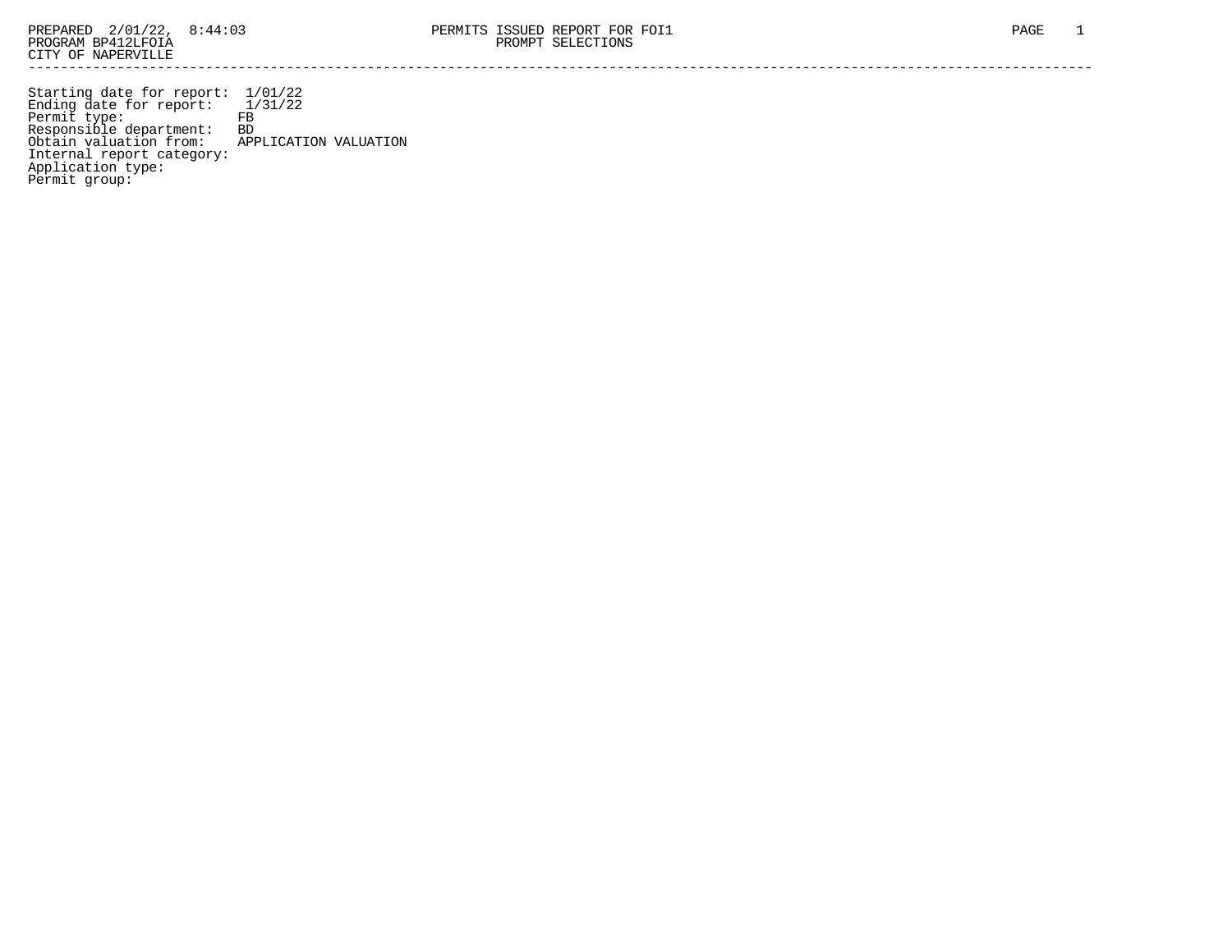PREPARED 2/01/22, 8:44:03 PERMITS ISSUED REPORT FOR FOI1
PROGRAM BP412LFOIA PROMPT SELECTIONS
CITY OF NAPERVILLE

Starting date for report: 1/01/22
Ending date for report: 1/31/22
Permit type: FB
Responsible department: BD
Obtain valuation from: APPLICATION VALUATION
Internal report category:
Application type:
Permit group: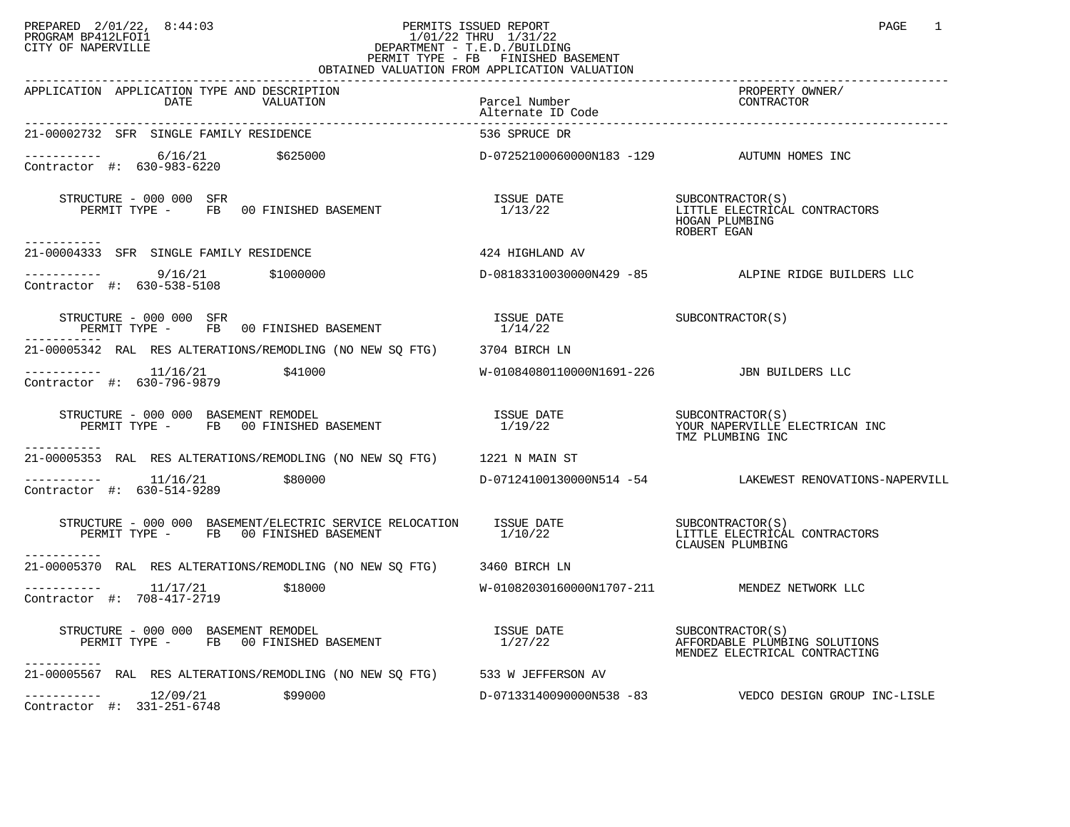PREPARED 2/01/22, 8:44:03
PROGRAM BP412LFOI1
CITY OF NAPERVILLE

# PERMITS ISSUED REPORT

1/01/22 THRU 1/31/22
DEPARTMENT - T.E.D./BUILDING
PERMIT TYPE - FB FINISHED BASEMENT
OBTAINED VALUATION FROM APPLICATION VALUATION

PAGE 1

| APPLICATION | APPLICATION TYPE AND DESCRIPTION DATE | VALUATION | Parcel Number / Alternate ID Code | PROPERTY OWNER/ CONTRACTOR |
|---|---|---|---|---|
| 21-00002732 | SFR SINGLE FAMILY RESIDENCE | | 536 SPRUCE DR | |
| ----------- | 6/16/21 | $625000 | D-07252100060000N183 -129 | AUTUMN HOMES INC |
| Contractor #: 630-983-6220 | | | | |
| | STRUCTURE - 000 000 SFR / PERMIT TYPE - FB 00 FINISHED BASEMENT | | ISSUE DATE 1/13/22 | SUBCONTRACTOR(S): LITTLE ELECTRICAL CONTRACTORS; HOGAN PLUMBING; ROBERT EGAN |
| 21-00004333 | SFR SINGLE FAMILY RESIDENCE | | 424 HIGHLAND AV | |
| ----------- | 9/16/21 | $1000000 | D-08183310030000N429 -85 | ALPINE RIDGE BUILDERS LLC |
| Contractor #: 630-538-5108 | | | | |
| | STRUCTURE - 000 000 SFR / PERMIT TYPE - FB 00 FINISHED BASEMENT | | ISSUE DATE 1/14/22 | SUBCONTRACTOR(S) |
| 21-00005342 | RAL RES ALTERATIONS/REMODLING (NO NEW SQ FTG) | | 3704 BIRCH LN | |
| ----------- | 11/16/21 | $41000 | W-01084080110000N1691-226 | JBN BUILDERS LLC |
| Contractor #: 630-796-9879 | | | | |
| | STRUCTURE - 000 000 BASEMENT REMODEL / PERMIT TYPE - FB 00 FINISHED BASEMENT | | ISSUE DATE 1/19/22 | SUBCONTRACTOR(S): YOUR NAPERVILLE ELECTRICAN INC; TMZ PLUMBING INC |
| 21-00005353 | RAL RES ALTERATIONS/REMODLING (NO NEW SQ FTG) | | 1221 N MAIN ST | |
| ----------- | 11/16/21 | $80000 | D-07124100130000N514 -54 | LAKEWEST RENOVATIONS-NAPERVILL |
| Contractor #: 630-514-9289 | | | | |
| | STRUCTURE - 000 000 BASEMENT/ELECTRIC SERVICE RELOCATION / PERMIT TYPE - FB 00 FINISHED BASEMENT | | ISSUE DATE 1/10/22 | SUBCONTRACTOR(S): LITTLE ELECTRICAL CONTRACTORS; CLAUSEN PLUMBING |
| 21-00005370 | RAL RES ALTERATIONS/REMODLING (NO NEW SQ FTG) | | 3460 BIRCH LN | |
| ----------- | 11/17/21 | $18000 | W-01082030160000N1707-211 | MENDEZ NETWORK LLC |
| Contractor #: 708-417-2719 | | | | |
| | STRUCTURE - 000 000 BASEMENT REMODEL / PERMIT TYPE - FB 00 FINISHED BASEMENT | | ISSUE DATE 1/27/22 | SUBCONTRACTOR(S): AFFORDABLE PLUMBING SOLUTIONS; MENDEZ ELECTRICAL CONTRACTING |
| 21-00005567 | RAL RES ALTERATIONS/REMODLING (NO NEW SQ FTG) | | 533 W JEFFERSON AV | |
| ----------- | 12/09/21 | $99000 | D-07133140090000N538 -83 | VEDCO DESIGN GROUP INC-LISLE |
| Contractor #: 331-251-6748 | | | | |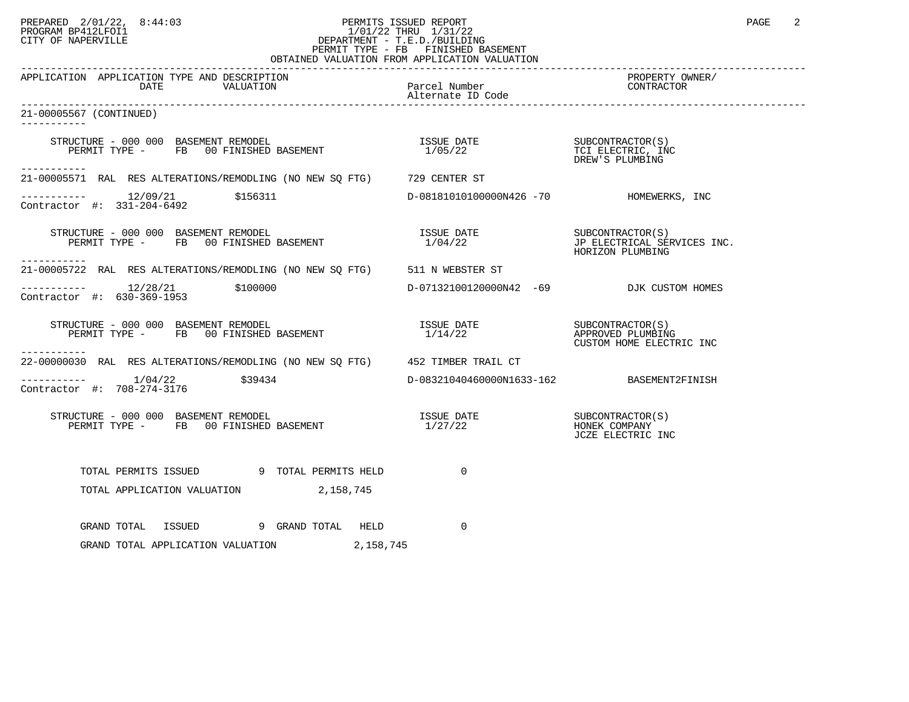PREPARED 2/01/22, 8:44:03
PROGRAM BP412LFOI1
CITY OF NAPERVILLE

PERMITS ISSUED REPORT
1/01/22 THRU 1/31/22
DEPARTMENT - T.E.D./BUILDING
PERMIT TYPE - FB FINISHED BASEMENT
OBTAINED VALUATION FROM APPLICATION VALUATION

| APPLICATION | APPLICATION TYPE AND DESCRIPTION DATE VALUATION | Parcel Number Alternate ID Code | PROPERTY OWNER/ CONTRACTOR |
|---|---|---|---|

21-00005567 (CONTINUED)

STRUCTURE - 000 000 BASEMENT REMODEL
PERMIT TYPE - FB 00 FINISHED BASEMENT
ISSUE DATE 1/05/22
SUBCONTRACTOR(S): TCI ELECTRIC, INC; DREW'S PLUMBING

---

21-00005571 RAL RES ALTERATIONS/REMODLING (NO NEW SQ FTG) 729 CENTER ST
12/09/21 $156311 D-08181010100000N426 -70 HOMEWERKS, INC
Contractor #: 331-204-6492

STRUCTURE - 000 000 BASEMENT REMODEL
PERMIT TYPE - FB 00 FINISHED BASEMENT
ISSUE DATE 1/04/22
SUBCONTRACTOR(S): JP ELECTRICAL SERVICES INC.; HORIZON PLUMBING

---

21-00005722 RAL RES ALTERATIONS/REMODLING (NO NEW SQ FTG) 511 N WEBSTER ST
12/28/21 $100000 D-07132100120000N42 -69 DJK CUSTOM HOMES
Contractor #: 630-369-1953

STRUCTURE - 000 000 BASEMENT REMODEL
PERMIT TYPE - FB 00 FINISHED BASEMENT
ISSUE DATE 1/14/22
SUBCONTRACTOR(S): APPROVED PLUMBING; CUSTOM HOME ELECTRIC INC

---

22-00000030 RAL RES ALTERATIONS/REMODLING (NO NEW SQ FTG) 452 TIMBER TRAIL CT
1/04/22 $39434 D-08321040460000N1633-162 BASEMENT2FINISH
Contractor #: 708-274-3176

STRUCTURE - 000 000 BASEMENT REMODEL
PERMIT TYPE - FB 00 FINISHED BASEMENT
ISSUE DATE 1/27/22
SUBCONTRACTOR(S): HONEK COMPANY; JCZE ELECTRIC INC

TOTAL PERMITS ISSUED 9 TOTAL PERMITS HELD 0

TOTAL APPLICATION VALUATION 2,158,745

GRAND TOTAL ISSUED 9 GRAND TOTAL HELD 0

GRAND TOTAL APPLICATION VALUATION 2,158,745